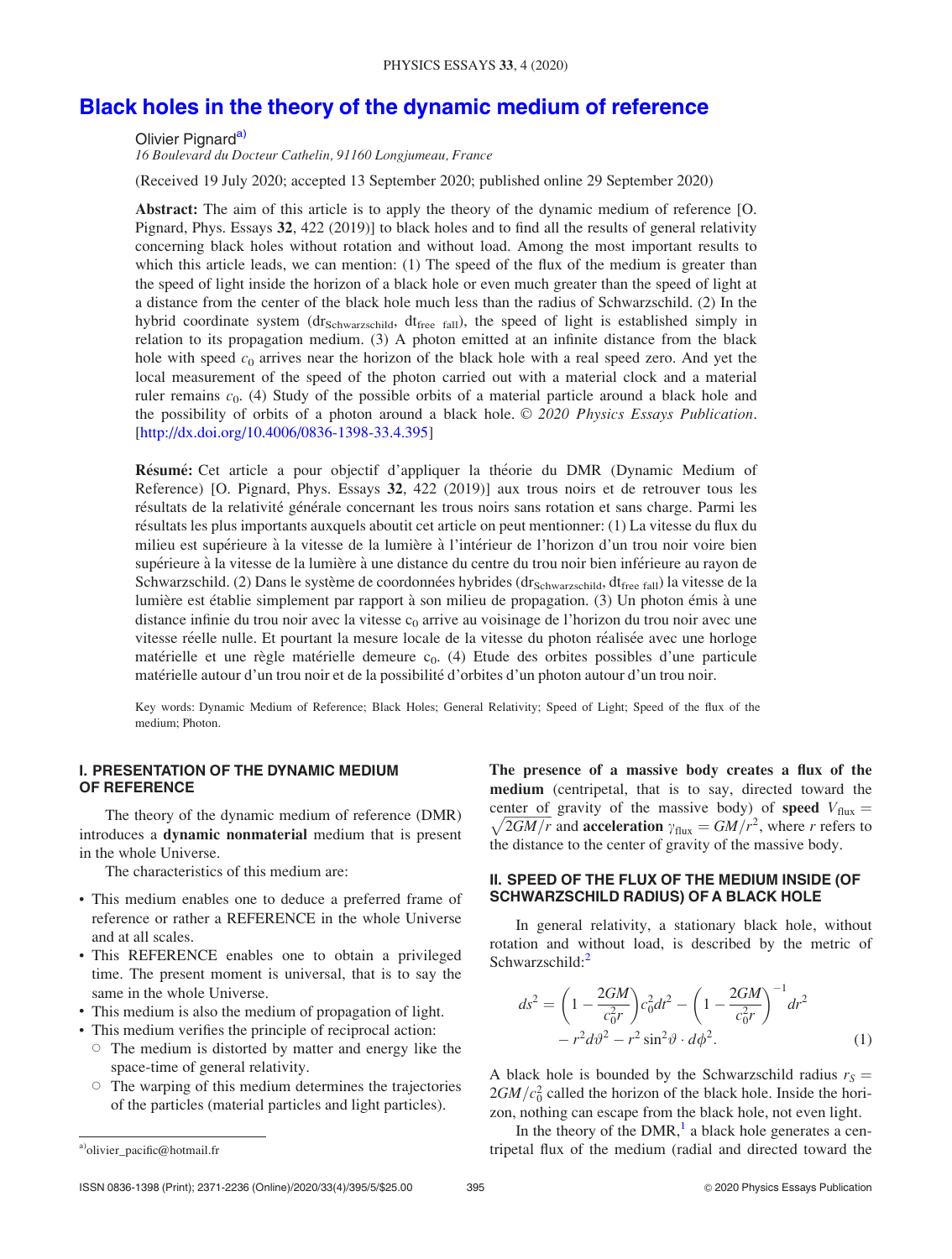# Black holes in the theory of the dynamic medium of reference

Olivier Pignard[a]

*16 Boulevard du Docteur Cathelin, 91160 Longjumeau, France*

(Received 19 July 2020; accepted 13 September 2020; published online 29 September 2020)

**Abstract:** The aim of this article is to apply the theory of the dynamic medium of reference [O. Pignard, Phys. Essays **32**, 422 (2019)] to black holes and to find all the results of general relativity concerning black holes without rotation and without load. Among the most important results to which this article leads, we can mention: (1) The speed of the flux of the medium is greater than the speed of light inside the horizon of a black hole or even much greater than the speed of light at a distance from the center of the black hole much less than the radius of Schwarzschild. (2) In the hybrid coordinate system ($dr_{\text{Schwarzschild}}$, $dt_{\text{free fall}}$), the speed of light is established simply in relation to its propagation medium. (3) A photon emitted at an infinite distance from the black hole with speed $c_0$ arrives near the horizon of the black hole with a real speed zero. And yet the local measurement of the speed of the photon carried out with a material clock and a material ruler remains $c_0$. (4) Study of the possible orbits of a material particle around a black hole and the possibility of orbits of a photon around a black hole. © *2020 Physics Essays Publication*. [http://dx.doi.org/10.4006/0836-1398-33.4.395]

**Résumé:** Cet article a pour objectif d'appliquer la théorie du DMR (Dynamic Medium of Reference) [O. Pignard, Phys. Essays **32**, 422 (2019)] aux trous noirs et de retrouver tous les résultats de la relativité générale concernant les trous noirs sans rotation et sans charge. Parmi les résultats les plus importants auxquels aboutit cet article on peut mentionner: (1) La vitesse du flux du milieu est supérieure à la vitesse de la lumière à l'intérieur de l'horizon d'un trou noir voire bien supérieure à la vitesse de la lumière à une distance du centre du trou noir bien inférieure au rayon de Schwarzschild. (2) Dans le système de coordonnées hybrides ($dr_{\text{Schwarzschild}}$, $dt_{\text{free fall}}$) la vitesse de la lumière est établie simplement par rapport à son milieu de propagation. (3) Un photon émis à une distance infinie du trou noir avec la vitesse $c_0$ arrive au voisinage de l'horizon du trou noir avec une vitesse réelle nulle. Et pourtant la mesure locale de la vitesse du photon réalisée avec une horloge matérielle et une règle matérielle demeure $c_0$. (4) Etude des orbites possibles d'une particule matérielle autour d'un trou noir et de la possibilité d'orbites d'un photon autour d'un trou noir.

Key words: Dynamic Medium of Reference; Black Holes; General Relativity; Speed of Light; Speed of the flux of the medium; Photon.

## I. PRESENTATION OF THE DYNAMIC MEDIUM OF REFERENCE

The theory of the dynamic medium of reference (DMR) introduces a **dynamic nonmaterial** medium that is present in the whole Universe.

The characteristics of this medium are:

- This medium enables one to deduce a preferred frame of reference or rather a REFERENCE in the whole Universe and at all scales.
- This REFERENCE enables one to obtain a privileged time. The present moment is universal, that is to say the same in the whole Universe.
- This medium is also the medium of propagation of light.
- This medium verifies the principle of reciprocal action:
  - The medium is distorted by matter and energy like the space-time of general relativity.
  - The warping of this medium determines the trajectories of the particles (material particles and light particles).

**The presence of a massive body creates a flux of the medium** (centripetal, that is to say, directed toward the center of gravity of the massive body) of **speed** $V_{\text{flux}} = \sqrt{2GM/r}$ and **acceleration** $\gamma_{\text{flux}} = GM/r^2$, where $r$ refers to the distance to the center of gravity of the massive body.

## II. SPEED OF THE FLUX OF THE MEDIUM INSIDE (OF SCHWARZSCHILD RADIUS) OF A BLACK HOLE

In general relativity, a stationary black hole, without rotation and without load, is described by the metric of Schwarzschild:[2]

$$ds^2 = \left(1 - \frac{2GM}{c_0^2 r}\right)c_0^2 dt^2 - \left(1 - \frac{2GM}{c_0^2 r}\right)^{-1} dr^2 - r^2 d\vartheta^2 - r^2 \sin^2\vartheta \cdot d\phi^2. \quad (1)$$

A black hole is bounded by the Schwarzschild radius $r_S = 2GM/c_0^2$ called the horizon of the black hole. Inside the horizon, nothing can escape from the black hole, not even light.

In the theory of the DMR,[1] a black hole generates a centripetal flux of the medium (radial and directed toward the

[a] olivier_pacific@hotmail.fr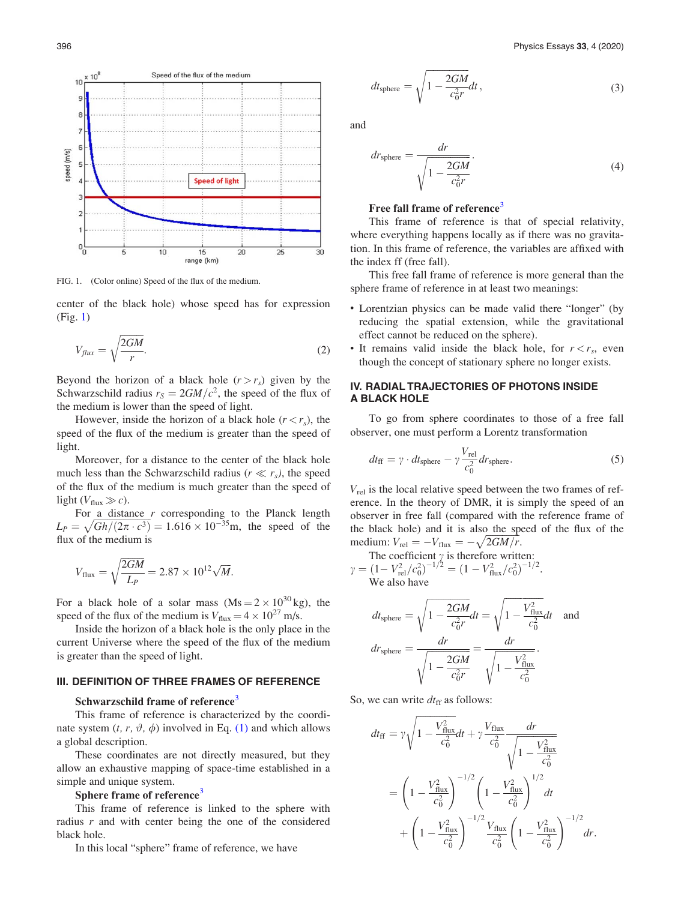FIG. 1. (Color online) Speed of the flux of the medium.

center of the black hole) whose speed has for expression (Fig. 1)

$$V_{flux} = \sqrt{\frac{2GM}{r}}. \tag{2}$$

Beyond the horizon of a black hole ($r > r_s$) given by the Schwarzschild radius $r_S = 2GM/c^2$, the speed of the flux of the medium is lower than the speed of light.

However, inside the horizon of a black hole ($r < r_s$), the speed of the flux of the medium is greater than the speed of light.

Moreover, for a distance to the center of the black hole much less than the Schwarzschild radius ($r \ll r_s$), the speed of the flux of the medium is much greater than the speed of light ($V_{\text{flux}} \gg c$).

For a distance $r$ corresponding to the Planck length $L_P = \sqrt{Gh/(2\pi \cdot c^3)} = 1.616 \times 10^{-35}$m, the speed of the flux of the medium is

$$V_{\text{flux}} = \sqrt{\frac{2GM}{L_P}} = 2.87 \times 10^{12}\sqrt{M}.$$

For a black hole of a solar mass ($\text{Ms} = 2 \times 10^{30}$ kg), the speed of the flux of the medium is $V_{\text{flux}} = 4 \times 10^{27}$ m/s.

Inside the horizon of a black hole is the only place in the current Universe where the speed of the flux of the medium is greater than the speed of light.

## III. DEFINITION OF THREE FRAMES OF REFERENCE

**Schwarzschild frame of reference**[3]

This frame of reference is characterized by the coordinate system ($t$, $r$, $\vartheta$, $\phi$) involved in Eq. (1) and which allows a global description.

These coordinates are not directly measured, but they allow an exhaustive mapping of space-time established in a simple and unique system.

**Sphere frame of reference**[3]

This frame of reference is linked to the sphere with radius $r$ and with center being the one of the considered black hole.

In this local "sphere" frame of reference, we have

$$dt_{\text{sphere}} = \sqrt{1 - \frac{2GM}{c_0^2 r}}dt, \tag{3}$$

and

$$dr_{\text{sphere}} = \frac{dr}{\sqrt{1 - \frac{2GM}{c_0^2 r}}}. \tag{4}$$

**Free fall frame of reference**[3]

This frame of reference is that of special relativity, where everything happens locally as if there was no gravitation. In this frame of reference, the variables are affixed with the index ff (free fall).

This free fall frame of reference is more general than the sphere frame of reference in at least two meanings:

- Lorentzian physics can be made valid there "longer" (by reducing the spatial extension, while the gravitational effect cannot be reduced on the sphere).
- It remains valid inside the black hole, for $r < r_s$, even though the concept of stationary sphere no longer exists.

## IV. RADIAL TRAJECTORIES OF PHOTONS INSIDE A BLACK HOLE

To go from sphere coordinates to those of a free fall observer, one must perform a Lorentz transformation

$$dt_{\text{ff}} = \gamma \cdot dt_{\text{sphere}} - \gamma \frac{V_{\text{rel}}}{c_0^2} dr_{\text{sphere}}. \tag{5}$$

$V_{\text{rel}}$ is the local relative speed between the two frames of reference. In the theory of DMR, it is simply the speed of an observer in free fall (compared with the reference frame of the black hole) and it is also the speed of the flux of the medium: $V_{\text{rel}} = -V_{\text{flux}} = -\sqrt{2GM/r}$.

The coefficient $\gamma$ is therefore written: $\gamma = (1 - V_{\text{rel}}^2/c_0^2)^{-1/2} = (1 - V_{\text{flux}}^2/c_0^2)^{-1/2}$.

We also have

$$dt_{\text{sphere}} = \sqrt{1 - \frac{2GM}{c_0^2 r}}dt = \sqrt{1 - \frac{V_{\text{flux}}^2}{c_0^2}}dt \quad \text{and}$$

$$dr_{\text{sphere}} = \frac{dr}{\sqrt{1 - \frac{2GM}{c_0^2 r}}} = \frac{dr}{\sqrt{1 - \frac{V_{\text{flux}}^2}{c_0^2}}}.$$

So, we can write $dt_{\text{ff}}$ as follows:

$$\begin{aligned} dt_{\text{ff}} &= \gamma\sqrt{1 - \frac{V_{\text{flux}}^2}{c_0^2}}dt + \gamma \frac{V_{\text{flux}}}{c_0^2} \frac{dr}{\sqrt{1 - \frac{V_{\text{flux}}^2}{c_0^2}}} \\ &= \left(1 - \frac{V_{\text{flux}}^2}{c_0^2}\right)^{-1/2} \left(1 - \frac{V_{\text{flux}}^2}{c_0^2}\right)^{1/2} dt \\ &\quad + \left(1 - \frac{V_{\text{flux}}^2}{c_0^2}\right)^{-1/2} \frac{V_{\text{flux}}}{c_0^2} \left(1 - \frac{V_{\text{flux}}^2}{c_0^2}\right)^{-1/2} dr. \end{aligned}$$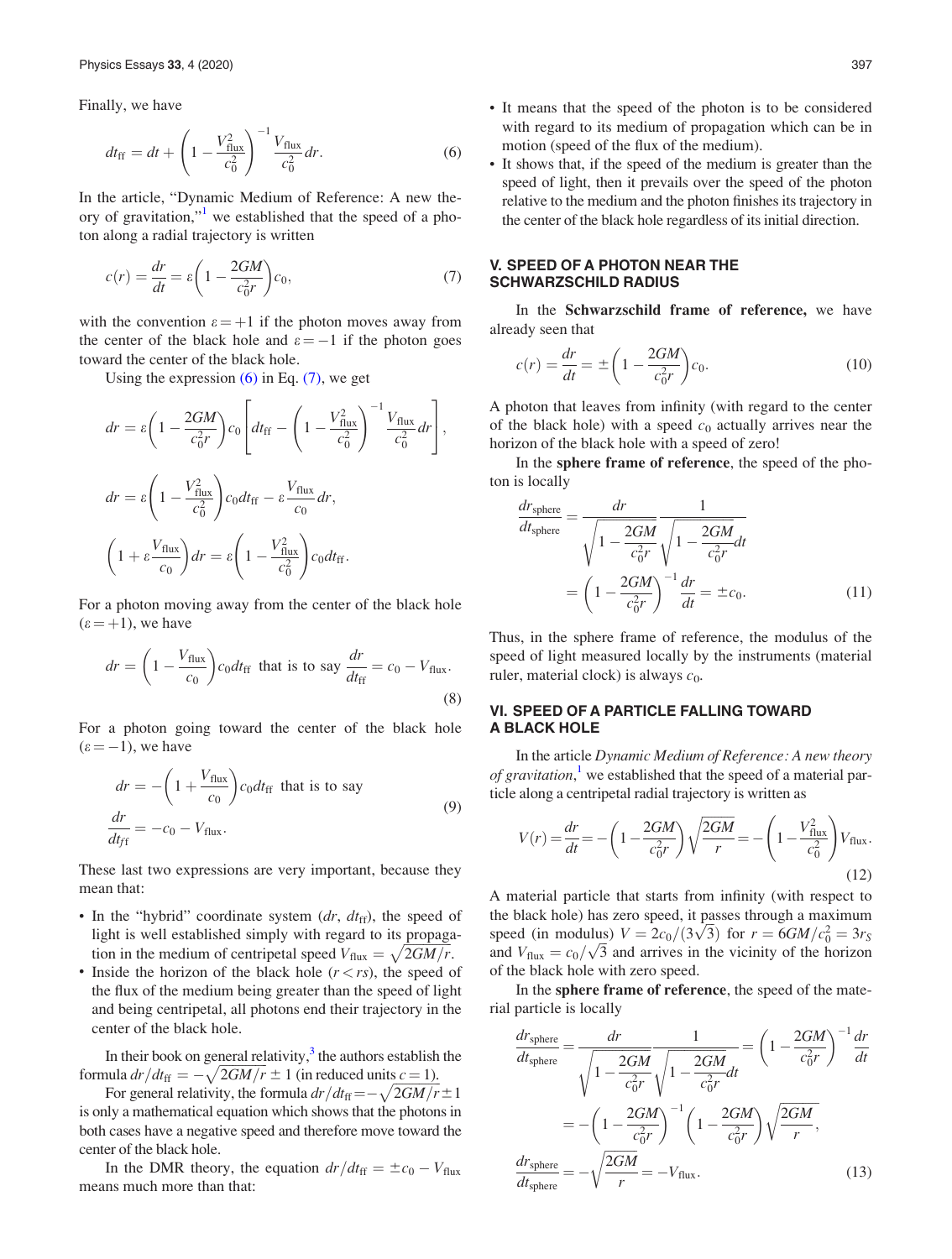Finally, we have

$$dt_{\text{ff}} = dt + \left(1 - \frac{V_{\text{flux}}^2}{c_0^2}\right)^{-1} \frac{V_{\text{flux}}}{c_0^2} dr. \tag{6}$$

In the article, "Dynamic Medium of Reference: A new theory of gravitation,"[1] we established that the speed of a photon along a radial trajectory is written

$$c(r) = \frac{dr}{dt} = \varepsilon\left(1 - \frac{2GM}{c_0^2 r}\right)c_0, \tag{7}$$

with the convention $\varepsilon = +1$ if the photon moves away from the center of the black hole and $\varepsilon = -1$ if the photon goes toward the center of the black hole.

Using the expression (6) in Eq. (7), we get

$$dr = \varepsilon\left(1 - \frac{2GM}{c_0^2 r}\right)c_0\left[dt_{\text{ff}} - \left(1 - \frac{V_{\text{flux}}^2}{c_0^2}\right)^{-1}\frac{V_{\text{flux}}}{c_0^2}dr\right],$$

$$dr = \varepsilon\left(1 - \frac{V_{\text{flux}}^2}{c_0^2}\right)c_0 dt_{\text{ff}} - \varepsilon\frac{V_{\text{flux}}}{c_0}dr,$$

$$\left(1 + \varepsilon\frac{V_{\text{flux}}}{c_0}\right)dr = \varepsilon\left(1 - \frac{V_{\text{flux}}^2}{c_0^2}\right)c_0 dt_{\text{ff}}.$$

For a photon moving away from the center of the black hole ($\varepsilon = +1$), we have

$$dr = \left(1 - \frac{V_{\text{flux}}}{c_0}\right)c_0 dt_{\text{ff}} \text{ that is to say } \frac{dr}{dt_{\text{ff}}} = c_0 - V_{\text{flux}}. \tag{8}$$

For a photon going toward the center of the black hole ($\varepsilon = -1$), we have

$$dr = -\left(1 + \frac{V_{\text{flux}}}{c_0}\right)c_0 dt_{\text{ff}} \text{ that is to say}$$
$$\frac{dr}{dt_{\text{ff}}} = -c_0 - V_{\text{flux}}. \tag{9}$$

These last two expressions are very important, because they mean that:

- In the "hybrid" coordinate system ($dr$, $dt_{\text{ff}}$), the speed of light is well established simply with regard to its propagation in the medium of centripetal speed $V_{\text{flux}} = \sqrt{2GM/r}$.
- Inside the horizon of the black hole ($r < rs$), the speed of the flux of the medium being greater than the speed of light and being centripetal, all photons end their trajectory in the center of the black hole.

In their book on general relativity,[3] the authors establish the formula $dr/dt_{\text{ff}} = -\sqrt{2GM/r} \pm 1$ (in reduced units $c = 1$).

For general relativity, the formula $dr/dt_{\text{ff}} = -\sqrt{2GM/r} \pm 1$ is only a mathematical equation which shows that the photons in both cases have a negative speed and therefore move toward the center of the black hole.

In the DMR theory, the equation $dr/dt_{\text{ff}} = \pm c_0 - V_{\text{flux}}$ means much more than that:

- It means that the speed of the photon is to be considered with regard to its medium of propagation which can be in motion (speed of the flux of the medium).
- It shows that, if the speed of the medium is greater than the speed of light, then it prevails over the speed of the photon relative to the medium and the photon finishes its trajectory in the center of the black hole regardless of its initial direction.

## V. SPEED OF A PHOTON NEAR THE SCHWARZSCHILD RADIUS

In the **Schwarzschild frame of reference,** we have already seen that

$$c(r) = \frac{dr}{dt} = \pm\left(1 - \frac{2GM}{c_0^2 r}\right)c_0. \tag{10}$$

A photon that leaves from infinity (with regard to the center of the black hole) with a speed $c_0$ actually arrives near the horizon of the black hole with a speed of zero!

In the **sphere frame of reference**, the speed of the photon is locally

$$\frac{dr_{\text{sphere}}}{dt_{\text{sphere}}} = \frac{dr}{\sqrt{1 - \frac{2GM}{c_0^2 r}}}\frac{1}{\sqrt{1 - \frac{2GM}{c_0^2 r}}dt} = \left(1 - \frac{2GM}{c_0^2 r}\right)^{-1}\frac{dr}{dt} = \pm c_0. \tag{11}$$

Thus, in the sphere frame of reference, the modulus of the speed of light measured locally by the instruments (material ruler, material clock) is always $c_0$.

## VI. SPEED OF A PARTICLE FALLING TOWARD A BLACK HOLE

In the article *Dynamic Medium of Reference: A new theory of gravitation*,[1] we established that the speed of a material particle along a centripetal radial trajectory is written as

$$V(r) = \frac{dr}{dt} = -\left(1 - \frac{2GM}{c_0^2 r}\right)\sqrt{\frac{2GM}{r}} = -\left(1 - \frac{V_{\text{flux}}^2}{c_0^2}\right)V_{\text{flux}}. \tag{12}$$

A material particle that starts from infinity (with respect to the black hole) has zero speed, it passes through a maximum speed (in modulus) $V = 2c_0/(3\sqrt{3})$ for $r = 6GM/c_0^2 = 3r_S$ and $V_{\text{flux}} = c_0/\sqrt{3}$ and arrives in the vicinity of the horizon of the black hole with zero speed.

In the **sphere frame of reference**, the speed of the material particle is locally

$$\frac{dr_{\text{sphere}}}{dt_{\text{sphere}}} = \frac{dr}{\sqrt{1 - \frac{2GM}{c_0^2 r}}}\frac{1}{\sqrt{1 - \frac{2GM}{c_0^2 r}}dt} = \left(1 - \frac{2GM}{c_0^2 r}\right)^{-1}\frac{dr}{dt}$$
$$= -\left(1 - \frac{2GM}{c_0^2 r}\right)^{-1}\left(1 - \frac{2GM}{c_0^2 r}\right)\sqrt{\frac{2GM}{r}},$$
$$\frac{dr_{\text{sphere}}}{dt_{\text{sphere}}} = -\sqrt{\frac{2GM}{r}} = -V_{\text{flux}}. \tag{13}$$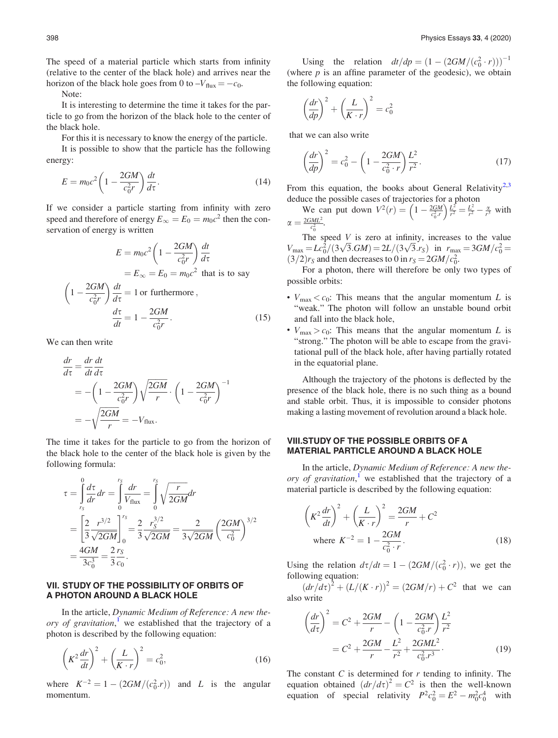The speed of a material particle which starts from infinity (relative to the center of the black hole) and arrives near the horizon of the black hole goes from 0 to $-V_{\text{flux}} = -c_0$.

Note:

It is interesting to determine the time it takes for the particle to go from the horizon of the black hole to the center of the black hole.

For this it is necessary to know the energy of the particle.

It is possible to show that the particle has the following energy:

$$E = m_0 c^2 \left(1 - \frac{2GM}{c_0^2 r}\right) \frac{dt}{d\tau}. \tag{14}$$

If we consider a particle starting from infinity with zero speed and therefore of energy $E_\infty = E_0 = m_0 c^2$ then the conservation of energy is written

$$E = m_0 c^2 \left(1 - \frac{2GM}{c_0^2 r}\right) \frac{dt}{d\tau}$$

$$= E_\infty = E_0 = m_0 c^2 \text{ that is to say}$$

$$\left(1 - \frac{2GM}{c_0^2 r}\right) \frac{dt}{d\tau} = 1 \text{ or furthermore},$$

$$\frac{d\tau}{dt} = 1 - \frac{2GM}{c_0^2 r}. \tag{15}$$

We can then write

$$\begin{aligned}
\frac{dr}{d\tau} &= \frac{dr}{dt}\frac{dt}{d\tau} \\
&= -\left(1 - \frac{2GM}{c_0^2 r}\right)\sqrt{\frac{2GM}{r}} \cdot \left(1 - \frac{2GM}{c_0^2 r}\right)^{-1} \\
&= -\sqrt{\frac{2GM}{r}} = -V_{\text{flux}}.
\end{aligned}$$

The time it takes for the particle to go from the horizon of the black hole to the center of the black hole is given by the following formula:

$$\begin{aligned}
\tau &= \int_{r_S}^{0} \frac{d\tau}{dr} dr = \int_{0}^{r_S} \frac{dr}{V_{\text{flux}}} = \int_{0}^{r_S} \sqrt{\frac{r}{2GM}} dr \\
&= \left[\frac{2}{3}\frac{r^{3/2}}{\sqrt{2GM}}\right]_0^{r_S} = \frac{2}{3}\frac{r_S^{3/2}}{\sqrt{2GM}} = \frac{2}{3\sqrt{2GM}}\left(\frac{2GM}{c_0^2}\right)^{3/2} \\
&= \frac{4GM}{3c_0^3} = \frac{2}{3}\frac{r_S}{c_0}.
\end{aligned}$$

## VII. STUDY OF THE POSSIBILITY OF ORBITS OF A PHOTON AROUND A BLACK HOLE

In the article, *Dynamic Medium of Reference: A new theory of gravitation*,[1] we established that the trajectory of a photon is described by the following equation:

$$\left(K^2 \frac{dr}{dt}\right)^2 + \left(\frac{L}{K \cdot r}\right)^2 = c_0^2, \tag{16}$$

where $K^{-2} = 1 - (2GM/(c_0^2 . r))$ and $L$ is the angular momentum.

Using the relation $dt/dp = (1 - (2GM/(c_0^2 \cdot r)))^{-1}$ (where $p$ is an affine parameter of the geodesic), we obtain the following equation:

$$\left(\frac{dr}{dp}\right)^2 + \left(\frac{L}{K \cdot r}\right)^2 = c_0^2$$

that we can also write

$$\left(\frac{dr}{dp}\right)^2 = c_0^2 - \left(1 - \frac{2GM}{c_0^2 \cdot r}\right)\frac{L^2}{r^2}. \tag{17}$$

From this equation, the books about General Relativity[2,3] deduce the possible cases of trajectories for a photon

We can put down $V^2(r) = \left(1 - \frac{2GM}{c_0^2 \cdot r}\right)\frac{L^2}{r^2} = \frac{L^2}{r^2} - \frac{\alpha}{r^3}$ with $\alpha = \frac{2GML^2}{c_0^2}$.

The speed $V$ is zero at infinity, increases to the value $V_{\max} = Lc_0^2/(3\sqrt{3}.GM) = 2L/(3\sqrt{3}.r_S)$ in $r_{\max} = 3GM/c_0^2 = (3/2)r_S$ and then decreases to 0 in $r_S = 2GM/c_0^2$.

For a photon, there will therefore be only two types of possible orbits:

- $V_{\max} < c_0$: This means that the angular momentum $L$ is "weak." The photon will follow an unstable bound orbit and fall into the black hole,
- $V_{\max} > c_0$: This means that the angular momentum $L$ is "strong." The photon will be able to escape from the gravitational pull of the black hole, after having partially rotated in the equatorial plane.

Although the trajectory of the photons is deflected by the presence of the black hole, there is no such thing as a bound and stable orbit. Thus, it is impossible to consider photons making a lasting movement of revolution around a black hole.

## VIII. STUDY OF THE POSSIBLE ORBITS OF A MATERIAL PARTICLE AROUND A BLACK HOLE

In the article, *Dynamic Medium of Reference: A new theory of gravitation*,[1] we established that the trajectory of a material particle is described by the following equation:

$$\left(K^2 \frac{dr}{dt}\right)^2 + \left(\frac{L}{K \cdot r}\right)^2 = \frac{2GM}{r} + C^2$$
$$\text{where } K^{-2} = 1 - \frac{2GM}{c_0^2 \cdot r}. \tag{18}$$

Using the relation $d\tau/dt = 1 - (2GM/(c_0^2 \cdot r))$, we get the following equation:

$(dr/d\tau)^2 + (L/(K \cdot r))^2 = (2GM/r) + C^2$ that we can also write

$$\begin{aligned}
\left(\frac{dr}{d\tau}\right)^2 &= C^2 + \frac{2GM}{r} - \left(1 - \frac{2GM}{c_0^2 . r}\right)\frac{L^2}{r^2} \\
&= C^2 + \frac{2GM}{r} - \frac{L^2}{r^2} + \frac{2GML^2}{c_0^2 . r^3}.
\end{aligned} \tag{19}$$

The constant $C$ is determined for $r$ tending to infinity. The equation obtained $(dr/d\tau)^2 = C^2$ is then the well-known equation of special relativity $P^2 c_0^2 = E^2 - m_0^2 c_0^4$ with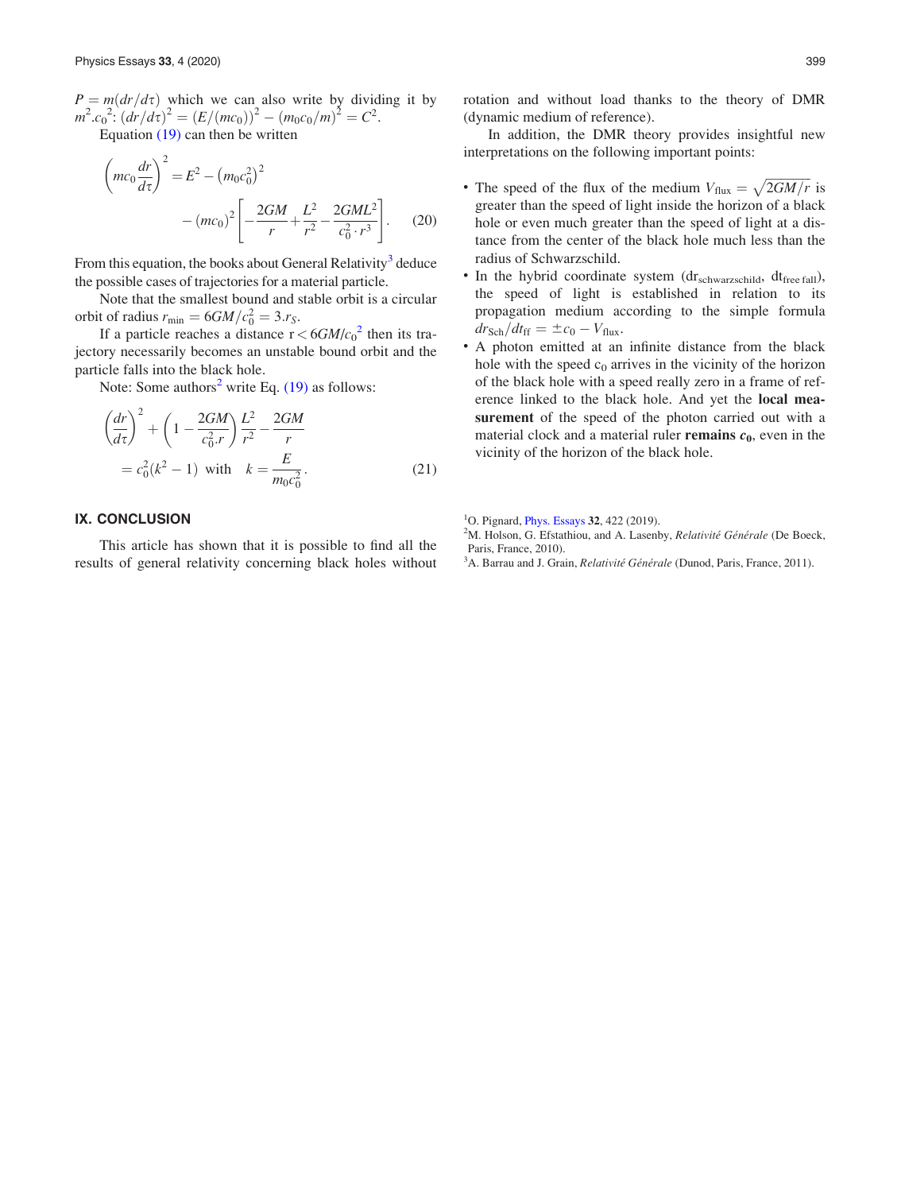$P = m(dr/d\tau)$ which we can also write by dividing it by $m^2.c_0{}^2$: $(dr/d\tau)^2 = (E/(mc_0))^2 - (m_0 c_0/m)^2 = C^2$.

Equation (19) can then be written

$$\left(mc_0 \frac{dr}{d\tau}\right)^2 = E^2 - \left(m_0 c_0^2\right)^2 - (mc_0)^2 \left[-\frac{2GM}{r} + \frac{L^2}{r^2} - \frac{2GML^2}{c_0^2 \cdot r^3}\right]. \tag{20}$$

From this equation, the books about General Relativity[3] deduce the possible cases of trajectories for a material particle.

Note that the smallest bound and stable orbit is a circular orbit of radius $r_{\min} = 6GM/c_0^2 = 3.r_S$.

If a particle reaches a distance $r < 6GM/c_0{}^2$ then its trajectory necessarily becomes an unstable bound orbit and the particle falls into the black hole.

Note: Some authors[2] write Eq. (19) as follows:

$$\left(\frac{dr}{d\tau}\right)^2 + \left(1 - \frac{2GM}{c_0^2.r}\right)\frac{L^2}{r^2} - \frac{2GM}{r} = c_0^2(k^2 - 1) \text{ with } k = \frac{E}{m_0 c_0^2}. \tag{21}$$

## IX. CONCLUSION

This article has shown that it is possible to find all the results of general relativity concerning black holes without rotation and without load thanks to the theory of DMR (dynamic medium of reference).

In addition, the DMR theory provides insightful new interpretations on the following important points:

- The speed of the flux of the medium $V_{\text{flux}} = \sqrt{2GM/r}$ is greater than the speed of light inside the horizon of a black hole or even much greater than the speed of light at a distance from the center of the black hole much less than the radius of Schwarzschild.
- In the hybrid coordinate system ($dr_{\text{schwarzschild}}$, $dt_{\text{free fall}}$), the speed of light is established in relation to its propagation medium according to the simple formula $dr_{\text{Sch}}/dt_{\text{ff}} = \pm c_0 - V_{\text{flux}}$.
- A photon emitted at an infinite distance from the black hole with the speed $c_0$ arrives in the vicinity of the horizon of the black hole with a speed really zero in a frame of reference linked to the black hole. And yet the **local measurement** of the speed of the photon carried out with a material clock and a material ruler **remains $c_0$**, even in the vicinity of the horizon of the black hole.

[1]O. Pignard, Phys. Essays **32**, 422 (2019).

[2]M. Holson, G. Efstathiou, and A. Lasenby, *Relativité Générale* (De Boeck, Paris, France, 2010).

[3]A. Barrau and J. Grain, *Relativité Générale* (Dunod, Paris, France, 2011).